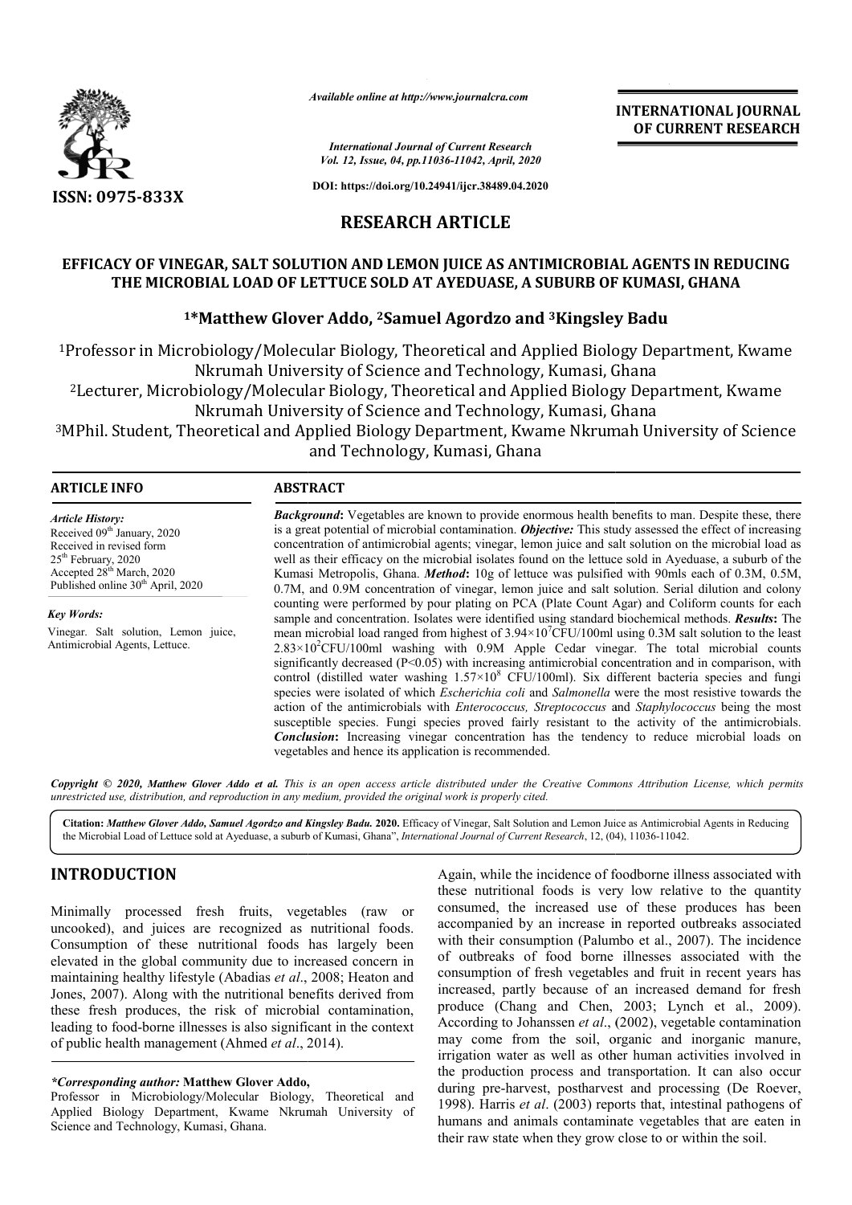*Available online at http://www.journalcra.com*

*International Journal of Current Research*
*Vol. 12, Issue, 04, pp.11036-11042, April, 2020*

**DOI: https://doi.org/10.24941/ijcr.38489.04.2020**

**ISSN: 0975-833X**

**INTERNATIONAL JOURNAL OF CURRENT RESEARCH**

# RESEARCH ARTICLE

## EFFICACY OF VINEGAR, SALT SOLUTION AND LEMON JUICE AS ANTIMICROBIAL AGENTS IN REDUCING THE MICROBIAL LOAD OF LETTUCE SOLD AT AYEDUASE, A SUBURB OF KUMASI, GHANA

### [1]*Matthew Glover Addo, [2]Samuel Agordzo and [3]Kingsley Badu

[1]Professor in Microbiology/Molecular Biology, Theoretical and Applied Biology Department, Kwame Nkrumah University of Science and Technology, Kumasi, Ghana

[2]Lecturer, Microbiology/Molecular Biology, Theoretical and Applied Biology Department, Kwame Nkrumah University of Science and Technology, Kumasi, Ghana

[3]MPhil. Student, Theoretical and Applied Biology Department, Kwame Nkrumah University of Science and Technology, Kumasi, Ghana

**ARTICLE INFO**

*Article History:*
Received 09th January, 2020
Received in revised form
25th February, 2020
Accepted 28th March, 2020
Published online 30th April, 2020

*Key Words:*
Vinegar. Salt solution, Lemon juice, Antimicrobial Agents, Lettuce.

**ABSTRACT**

***Background*:** Vegetables are known to provide enormous health benefits to man. Despite these, there is a great potential of microbial contamination. ***Objective:*** This study assessed the effect of increasing concentration of antimicrobial agents; vinegar, lemon juice and salt solution on the microbial load as well as their efficacy on the microbial isolates found on the lettuce sold in Ayeduase, a suburb of the Kumasi Metropolis, Ghana. ***Method*:** 10g of lettuce was pulsified with 90mls each of 0.3M, 0.5M, 0.7M, and 0.9M concentration of vinegar, lemon juice and salt solution. Serial dilution and colony counting were performed by pour plating on PCA (Plate Count Agar) and Coliform counts for each sample and concentration. Isolates were identified using standard biochemical methods. ***Results*:** The mean microbial load ranged from highest of $3.94\times10^{7}$CFU/100ml using 0.3M salt solution to the least $2.83\times10^{2}$CFU/100ml washing with 0.9M Apple Cedar vinegar. The total microbial counts significantly decreased ($P<0.05$) with increasing antimicrobial concentration and in comparison, with control (distilled water washing $1.57\times10^{8}$ CFU/100ml). Six different bacteria species and fungi species were isolated of which *Escherichia coli* and *Salmonella* were the most resistive towards the action of the antimicrobials with *Enterococcus, Streptococcus* and *Staphylococcus* being the most susceptible species. Fungi species proved fairly resistant to the activity of the antimicrobials. ***Conclusion*:** Increasing vinegar concentration has the tendency to reduce microbial loads on vegetables and hence its application is recommended.

*Copyright © 2020, Matthew Glover Addo et al. This is an open access article distributed under the Creative Commons Attribution License, which permits unrestricted use, distribution, and reproduction in any medium, provided the original work is properly cited.*

**Citation:** ***Matthew Glover Addo, Samuel Agordzo and Kingsley Badu.*** **2020.** Efficacy of Vinegar, Salt Solution and Lemon Juice as Antimicrobial Agents in Reducing the Microbial Load of Lettuce sold at Ayeduase, a suburb of Kumasi, Ghana", *International Journal of Current Research*, 12, (04), 11036-11042.

## INTRODUCTION

Minimally processed fresh fruits, vegetables (raw or uncooked), and juices are recognized as nutritional foods. Consumption of these nutritional foods has largely been elevated in the global community due to increased concern in maintaining healthy lifestyle (Abadias *et al*., 2008; Heaton and Jones, 2007). Along with the nutritional benefits derived from these fresh produces, the risk of microbial contamination, leading to food-borne illnesses is also significant in the context of public health management (Ahmed *et al*., 2014).

Again, while the incidence of foodborne illness associated with these nutritional foods is very low relative to the quantity consumed, the increased use of these produces has been accompanied by an increase in reported outbreaks associated with their consumption (Palumbo et al., 2007). The incidence of outbreaks of food borne illnesses associated with the consumption of fresh vegetables and fruit in recent years has increased, partly because of an increased demand for fresh produce (Chang and Chen, 2003; Lynch et al., 2009). According to Johanssen *et al*., (2002), vegetable contamination may come from the soil, organic and inorganic manure, irrigation water as well as other human activities involved in the production process and transportation. It can also occur during pre-harvest, postharvest and processing (De Roever, 1998). Harris *et al*. (2003) reports that, intestinal pathogens of humans and animals contaminate vegetables that are eaten in their raw state when they grow close to or within the soil.

*\*Corresponding author:* **Matthew Glover Addo,**
Professor in Microbiology/Molecular Biology, Theoretical and Applied Biology Department, Kwame Nkrumah University of Science and Technology, Kumasi, Ghana.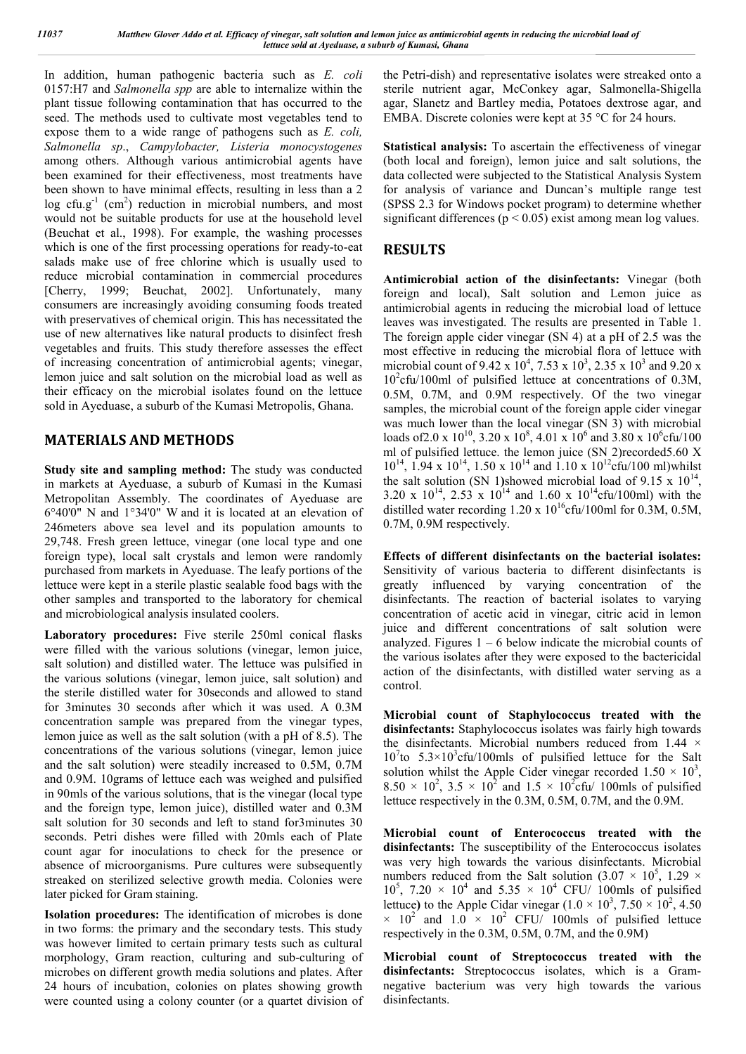In addition, human pathogenic bacteria such as *E. coli* 0157:H7 and *Salmonella spp* are able to internalize within the plant tissue following contamination that has occurred to the seed. The methods used to cultivate most vegetables tend to expose them to a wide range of pathogens such as *E. coli, Salmonella sp*., *Campylobacter, Listeria monocystogenes* among others. Although various antimicrobial agents have been examined for their effectiveness, most treatments have been shown to have minimal effects, resulting in less than a 2 log cfu.g$^{-1}$ (cm$^{2}$) reduction in microbial numbers, and most would not be suitable products for use at the household level (Beuchat et al., 1998). For example, the washing processes which is one of the first processing operations for ready-to-eat salads make use of free chlorine which is usually used to reduce microbial contamination in commercial procedures [Cherry, 1999; Beuchat, 2002]. Unfortunately, many consumers are increasingly avoiding consuming foods treated with preservatives of chemical origin. This has necessitated the use of new alternatives like natural products to disinfect fresh vegetables and fruits. This study therefore assesses the effect of increasing concentration of antimicrobial agents; vinegar, lemon juice and salt solution on the microbial load as well as their efficacy on the microbial isolates found on the lettuce sold in Ayeduase, a suburb of the Kumasi Metropolis, Ghana.

## MATERIALS AND METHODS

**Study site and sampling method:** The study was conducted in markets at Ayeduase, a suburb of Kumasi in the Kumasi Metropolitan Assembly. The coordinates of Ayeduase are 6°40'0" N and 1°34'0" W and it is located at an elevation of 246meters above sea level and its population amounts to 29,748. Fresh green lettuce, vinegar (one local type and one foreign type), local salt crystals and lemon were randomly purchased from markets in Ayeduase. The leafy portions of the lettuce were kept in a sterile plastic sealable food bags with the other samples and transported to the laboratory for chemical and microbiological analysis insulated coolers.

**Laboratory procedures:** Five sterile 250ml conical flasks were filled with the various solutions (vinegar, lemon juice, salt solution) and distilled water. The lettuce was pulsified in the various solutions (vinegar, lemon juice, salt solution) and the sterile distilled water for 30seconds and allowed to stand for 3minutes 30 seconds after which it was used. A 0.3M concentration sample was prepared from the vinegar types, lemon juice as well as the salt solution (with a pH of 8.5). The concentrations of the various solutions (vinegar, lemon juice and the salt solution) were steadily increased to 0.5M, 0.7M and 0.9M. 10grams of lettuce each was weighed and pulsified in 90mls of the various solutions, that is the vinegar (local type and the foreign type, lemon juice), distilled water and 0.3M salt solution for 30 seconds and left to stand for3minutes 30 seconds. Petri dishes were filled with 20mls each of Plate count agar for inoculations to check for the presence or absence of microorganisms. Pure cultures were subsequently streaked on sterilized selective growth media. Colonies were later picked for Gram staining.

**Isolation procedures:** The identification of microbes is done in two forms: the primary and the secondary tests. This study was however limited to certain primary tests such as cultural morphology, Gram reaction, culturing and sub-culturing of microbes on different growth media solutions and plates. After 24 hours of incubation, colonies on plates showing growth were counted using a colony counter (or a quartet division of the Petri-dish) and representative isolates were streaked onto a sterile nutrient agar, McConkey agar, Salmonella-Shigella agar, Slanetz and Bartley media, Potatoes dextrose agar, and EMBA. Discrete colonies were kept at 35 °C for 24 hours.

**Statistical analysis:** To ascertain the effectiveness of vinegar (both local and foreign), lemon juice and salt solutions, the data collected were subjected to the Statistical Analysis System for analysis of variance and Duncan's multiple range test (SPSS 2.3 for Windows pocket program) to determine whether significant differences ($p < 0.05$) exist among mean log values.

## RESULTS

**Antimicrobial action of the disinfectants:** Vinegar (both foreign and local), Salt solution and Lemon juice as antimicrobial agents in reducing the microbial load of lettuce leaves was investigated. The results are presented in Table 1. The foreign apple cider vinegar (SN 4) at a pH of 2.5 was the most effective in reducing the microbial flora of lettuce with microbial count of $9.42 \times 10^{4}$, $7.53 \times 10^{3}$, $2.35 \times 10^{3}$ and $9.20 \times 10^{2}$cfu/100ml of pulsified lettuce at concentrations of 0.3M, 0.5M, 0.7M, and 0.9M respectively. Of the two vinegar samples, the microbial count of the foreign apple cider vinegar was much lower than the local vinegar (SN 3) with microbial loads of$2.0 \times 10^{10}$, $3.20 \times 10^{8}$, $4.01 \times 10^{6}$ and $3.80 \times 10^{6}$cfu/100 ml of pulsified lettuce. the lemon juice (SN 2)recorded$5.60 \times 10^{14}$, $1.94 \times 10^{14}$, $1.50 \times 10^{14}$ and $1.10 \times 10^{12}$cfu/100 ml)whilst the salt solution (SN 1)showed microbial load of $9.15 \times 10^{14}$, $3.20 \times 10^{14}$, $2.53 \times 10^{14}$ and $1.60 \times 10^{14}$cfu/100ml) with the distilled water recording $1.20 \times 10^{16}$cfu/100ml for 0.3M, 0.5M, 0.7M, 0.9M respectively.

**Effects of different disinfectants on the bacterial isolates:** Sensitivity of various bacteria to different disinfectants is greatly influenced by varying concentration of the disinfectants. The reaction of bacterial isolates to varying concentration of acetic acid in vinegar, citric acid in lemon juice and different concentrations of salt solution were analyzed. Figures 1 – 6 below indicate the microbial counts of the various isolates after they were exposed to the bactericidal action of the disinfectants, with distilled water serving as a control.

**Microbial count of Staphylococcus treated with the disinfectants:** Staphylococcus isolates was fairly high towards the disinfectants. Microbial numbers reduced from $1.44 \times 10^{7}$to $5.3 \times 10^{3}$cfu/100mls of pulsified lettuce for the Salt solution whilst the Apple Cider vinegar recorded $1.50 \times 10^{3}$, $8.50 \times 10^{2}$, $3.5 \times 10^{2}$ and $1.5 \times 10^{2}$cfu/ 100mls of pulsified lettuce respectively in the 0.3M, 0.5M, 0.7M, and the 0.9M.

**Microbial count of Enterococcus treated with the disinfectants:** The susceptibility of the Enterococcus isolates was very high towards the various disinfectants. Microbial numbers reduced from the Salt solution ($3.07 \times 10^{5}$, $1.29 \times 10^{5}$, $7.20 \times 10^{4}$ and $5.35 \times 10^{4}$ CFU/ 100mls of pulsified lettuce) to the Apple Cidar vinegar ($1.0 \times 10^{3}$, $7.50 \times 10^{2}$, $4.50 \times 10^{2}$ and $1.0 \times 10^{2}$ CFU/ 100mls of pulsified lettuce respectively in the 0.3M, 0.5M, 0.7M, and the 0.9M)

**Microbial count of Streptococcus treated with the disinfectants:** Streptococcus isolates, which is a Gram-negative bacterium was very high towards the various disinfectants.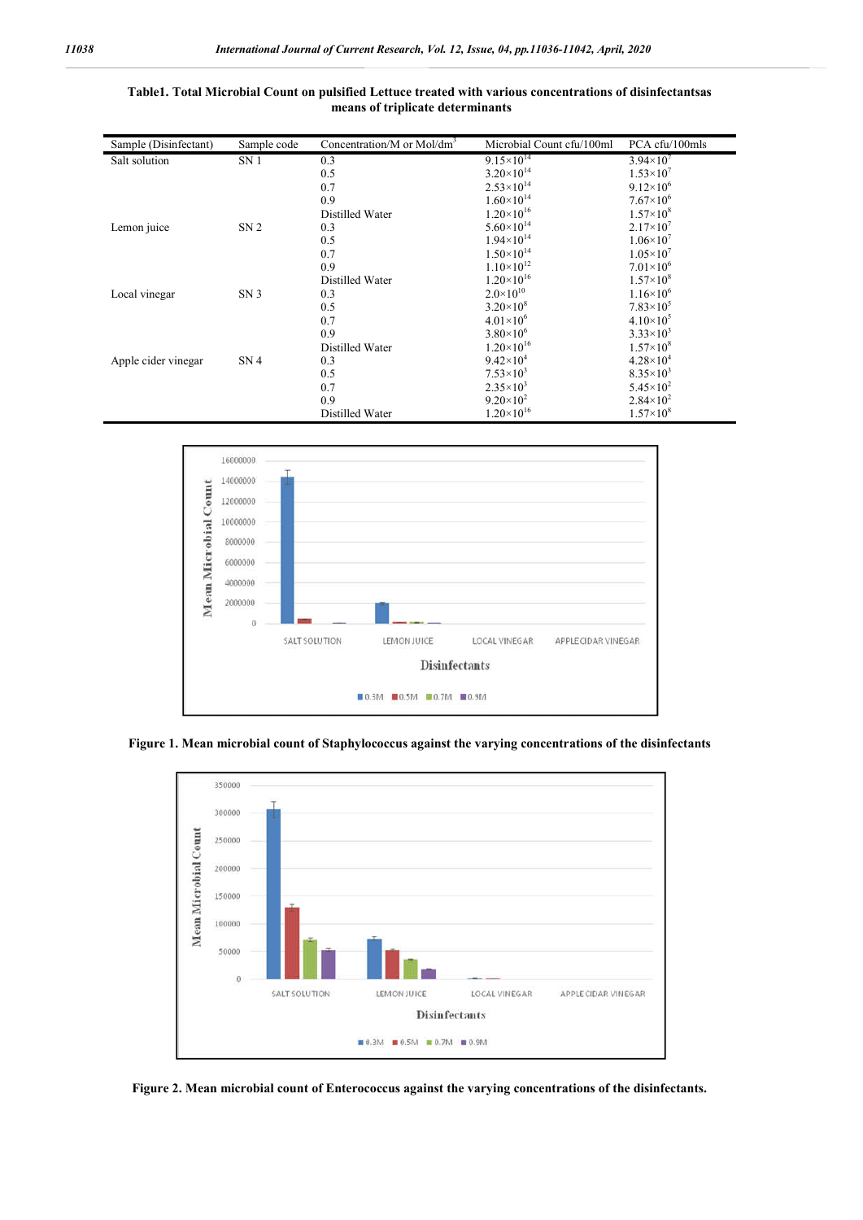**Table1. Total Microbial Count on pulsified Lettuce treated with various concentrations of disinfectantsas means of triplicate determinants**

| Sample (Disinfectant) | Sample code | Concentration/M or Mol/dm$^3$ | Microbial Count cfu/100ml | PCA cfu/100mls |
|---|---|---|---|---|
| Salt solution | SN 1 | 0.3 | $9.15\times10^{14}$ | $3.94\times10^{7}$ |
| | | 0.5 | $3.20\times10^{14}$ | $1.53\times10^{7}$ |
| | | 0.7 | $2.53\times10^{14}$ | $9.12\times10^{6}$ |
| | | 0.9 | $1.60\times10^{14}$ | $7.67\times10^{6}$ |
| | | Distilled Water | $1.20\times10^{16}$ | $1.57\times10^{8}$ |
| Lemon juice | SN 2 | 0.3 | $5.60\times10^{14}$ | $2.17\times10^{7}$ |
| | | 0.5 | $1.94\times10^{14}$ | $1.06\times10^{7}$ |
| | | 0.7 | $1.50\times10^{14}$ | $1.05\times10^{7}$ |
| | | 0.9 | $1.10\times10^{12}$ | $7.01\times10^{6}$ |
| | | Distilled Water | $1.20\times10^{16}$ | $1.57\times10^{8}$ |
| Local vinegar | SN 3 | 0.3 | $2.0\times10^{10}$ | $1.16\times10^{6}$ |
| | | 0.5 | $3.20\times10^{8}$ | $7.83\times10^{5}$ |
| | | 0.7 | $4.01\times10^{6}$ | $4.10\times10^{5}$ |
| | | 0.9 | $3.80\times10^{6}$ | $3.33\times10^{3}$ |
| | | Distilled Water | $1.20\times10^{16}$ | $1.57\times10^{8}$ |
| Apple cider vinegar | SN 4 | 0.3 | $9.42\times10^{4}$ | $4.28\times10^{4}$ |
| | | 0.5 | $7.53\times10^{3}$ | $8.35\times10^{3}$ |
| | | 0.7 | $2.35\times10^{3}$ | $5.45\times10^{2}$ |
| | | 0.9 | $9.20\times10^{2}$ | $2.84\times10^{2}$ |
| | | Distilled Water | $1.20\times10^{16}$ | $1.57\times10^{8}$ |

**Figure 1. Mean microbial count of Staphylococcus against the varying concentrations of the disinfectants**

**Figure 2. Mean microbial count of Enterococcus against the varying concentrations of the disinfectants.**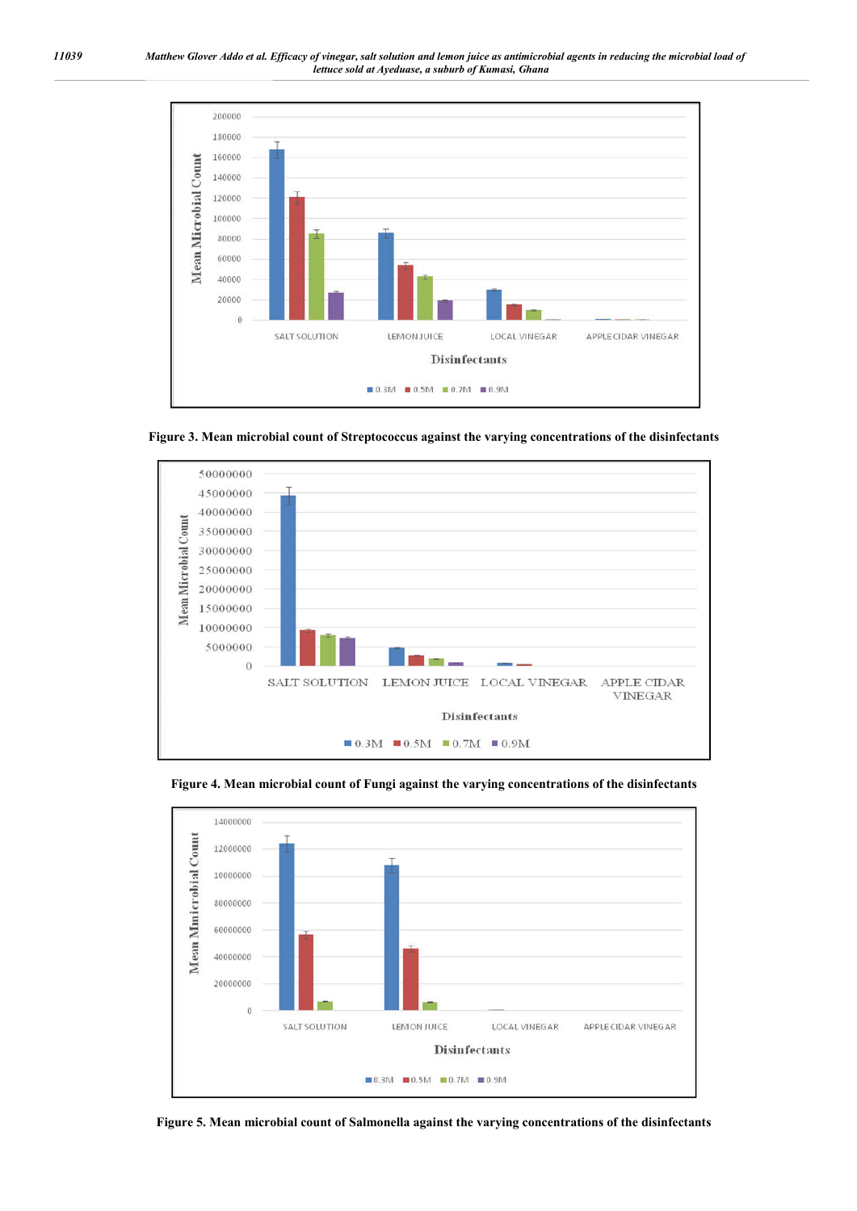Figure 3. Mean microbial count of Streptococcus against the varying concentrations of the disinfectants

Figure 4. Mean microbial count of Fungi against the varying concentrations of the disinfectants

Figure 5. Mean microbial count of Salmonella against the varying concentrations of the disinfectants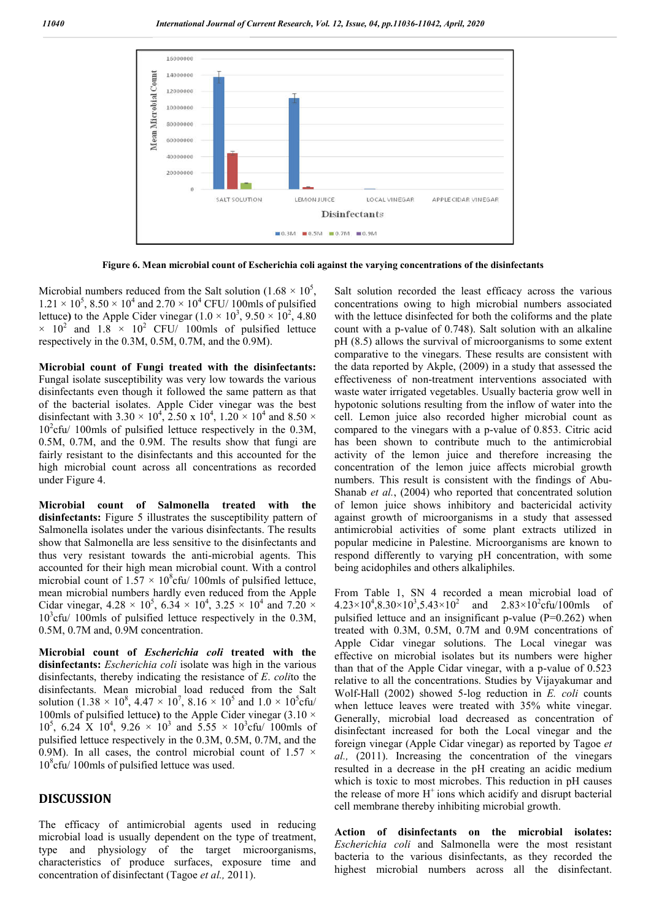**Figure 6. Mean microbial count of Escherichia coli against the varying concentrations of the disinfectants**

Microbial numbers reduced from the Salt solution ($1.68 \times 10^5$, $1.21 \times 10^5$, $8.50 \times 10^4$ and $2.70 \times 10^4$ CFU/ 100mls of pulsified lettuce) to the Apple Cider vinegar ($1.0 \times 10^3$, $9.50 \times 10^2$, $4.80 \times 10^2$ and $1.8 \times 10^2$ CFU/ 100mls of pulsified lettuce respectively in the 0.3M, 0.5M, 0.7M, and the 0.9M).

**Microbial count of Fungi treated with the disinfectants:** Fungal isolate susceptibility was very low towards the various disinfectants even though it followed the same pattern as that of the bacterial isolates. Apple Cider vinegar was the best disinfectant with $3.30 \times 10^4$, $2.50 \times 10^4$, $1.20 \times 10^4$ and $8.50 \times 10^2$cfu/ 100mls of pulsified lettuce respectively in the 0.3M, 0.5M, 0.7M, and the 0.9M. The results show that fungi are fairly resistant to the disinfectants and this accounted for the high microbial count across all concentrations as recorded under Figure 4.

**Microbial count of Salmonella treated with the disinfectants:** Figure 5 illustrates the susceptibility pattern of Salmonella isolates under the various disinfectants. The results show that Salmonella are less sensitive to the disinfectants and thus very resistant towards the anti-microbial agents. This accounted for their high mean microbial count. With a control microbial count of $1.57 \times 10^8$cfu/ 100mls of pulsified lettuce, mean microbial numbers hardly even reduced from the Apple Cidar vinegar, $4.28 \times 10^5$, $6.34 \times 10^4$, $3.25 \times 10^4$ and $7.20 \times 10^3$cfu/ 100mls of pulsified lettuce respectively in the 0.3M, 0.5M, 0.7M and, 0.9M concentration.

**Microbial count of *Escherichia coli* treated with the disinfectants:** *Escherichia coli* isolate was high in the various disinfectants, thereby indicating the resistance of *E. coli*to the disinfectants. Mean microbial load reduced from the Salt solution ($1.38 \times 10^8$, $4.47 \times 10^7$, $8.16 \times 10^5$ and $1.0 \times 10^5$cfu/ 100mls of pulsified lettuce) to the Apple Cider vinegar ($3.10 \times 10^5$, $6.24$ X $10^4$, $9.26 \times 10^3$ and $5.55 \times 10^3$cfu/ 100mls of pulsified lettuce respectively in the 0.3M, 0.5M, 0.7M, and the 0.9M). In all cases, the control microbial count of $1.57 \times 10^8$cfu/ 100mls of pulsified lettuce was used.

## DISCUSSION

The efficacy of antimicrobial agents used in reducing microbial load is usually dependent on the type of treatment, type and physiology of the target microorganisms, characteristics of produce surfaces, exposure time and concentration of disinfectant (Tagoe *et al.,* 2011).

Salt solution recorded the least efficacy across the various concentrations owing to high microbial numbers associated with the lettuce disinfected for both the coliforms and the plate count with a p-value of 0.748). Salt solution with an alkaline pH (8.5) allows the survival of microorganisms to some extent comparative to the vinegars. These results are consistent with the data reported by Akple, (2009) in a study that assessed the effectiveness of non-treatment interventions associated with waste water irrigated vegetables. Usually bacteria grow well in hypotonic solutions resulting from the inflow of water into the cell. Lemon juice also recorded higher microbial count as compared to the vinegars with a p-value of 0.853. Citric acid has been shown to contribute much to the antimicrobial activity of the lemon juice and therefore increasing the concentration of the lemon juice affects microbial growth numbers. This result is consistent with the findings of Abu-Shanab *et al.*, (2004) who reported that concentrated solution of lemon juice shows inhibitory and bactericidal activity against growth of microorganisms in a study that assessed antimicrobial activities of some plant extracts utilized in popular medicine in Palestine. Microorganisms are known to respond differently to varying pH concentration, with some being acidophiles and others alkaliphiles.

From Table 1, SN 4 recorded a mean microbial load of $4.23\times10^4$,$8.30\times10^3$,$5.43\times10^2$ and $2.83\times10^2$cfu/100mls of pulsified lettuce and an insignificant p-value (P=0.262) when treated with 0.3M, 0.5M, 0.7M and 0.9M concentrations of Apple Cidar vinegar solutions. The Local vinegar was effective on microbial isolates but its numbers were higher than that of the Apple Cidar vinegar, with a p-value of 0.523 relative to all the concentrations. Studies by Vijayakumar and Wolf-Hall (2002) showed 5-log reduction in *E. coli* counts when lettuce leaves were treated with 35% white vinegar. Generally, microbial load decreased as concentration of disinfectant increased for both the Local vinegar and the foreign vinegar (Apple Cidar vinegar) as reported by Tagoe *et al.,* (2011). Increasing the concentration of the vinegars resulted in a decrease in the pH creating an acidic medium which is toxic to most microbes. This reduction in pH causes the release of more $H^+$ ions which acidify and disrupt bacterial cell membrane thereby inhibiting microbial growth.

**Action of disinfectants on the microbial isolates:** *Escherichia coli* and Salmonella were the most resistant bacteria to the various disinfectants, as they recorded the highest microbial numbers across all the disinfectant.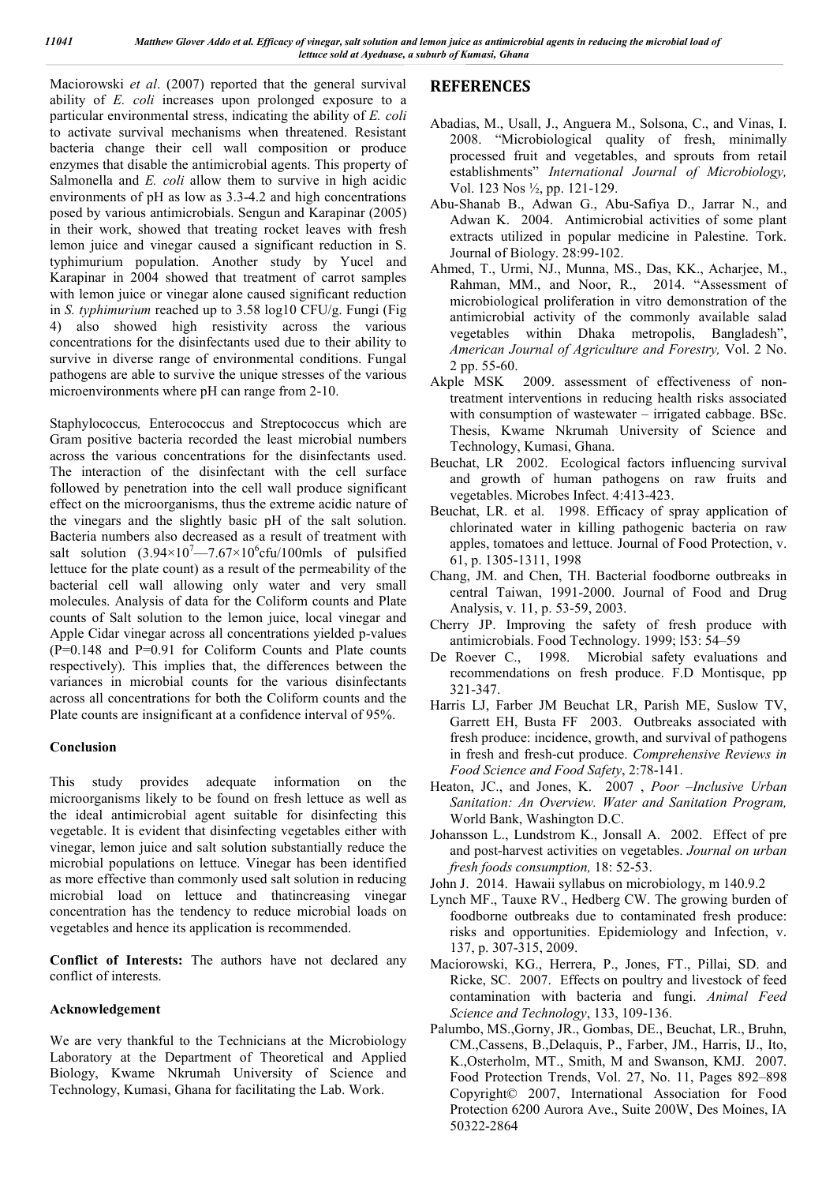Maciorowski *et al*. (2007) reported that the general survival ability of *E. coli* increases upon prolonged exposure to a particular environmental stress, indicating the ability of *E. coli* to activate survival mechanisms when threatened. Resistant bacteria change their cell wall composition or produce enzymes that disable the antimicrobial agents. This property of Salmonella and *E. coli* allow them to survive in high acidic environments of pH as low as 3.3-4.2 and high concentrations posed by various antimicrobials. Sengun and Karapinar (2005) in their work, showed that treating rocket leaves with fresh lemon juice and vinegar caused a significant reduction in S. typhimurium population. Another study by Yucel and Karapinar in 2004 showed that treatment of carrot samples with lemon juice or vinegar alone caused significant reduction in *S. typhimurium* reached up to 3.58 log10 CFU/g. Fungi (Fig 4) also showed high resistivity across the various concentrations for the disinfectants used due to their ability to survive in diverse range of environmental conditions. Fungal pathogens are able to survive the unique stresses of the various microenvironments where pH can range from 2-10.

Staphylococcus*,* Enterococcus and Streptococcus which are Gram positive bacteria recorded the least microbial numbers across the various concentrations for the disinfectants used. The interaction of the disinfectant with the cell surface followed by penetration into the cell wall produce significant effect on the microorganisms, thus the extreme acidic nature of the vinegars and the slightly basic pH of the salt solution. Bacteria numbers also decreased as a result of treatment with salt solution ($3.94\times10^7$—$7.67\times10^6$cfu/100mls of pulsified lettuce for the plate count) as a result of the permeability of the bacterial cell wall allowing only water and very small molecules. Analysis of data for the Coliform counts and Plate counts of Salt solution to the lemon juice, local vinegar and Apple Cidar vinegar across all concentrations yielded p-values (P=0.148 and P=0.91 for Coliform Counts and Plate counts respectively). This implies that, the differences between the variances in microbial counts for the various disinfectants across all concentrations for both the Coliform counts and the Plate counts are insignificant at a confidence interval of 95%.

## Conclusion

This study provides adequate information on the microorganisms likely to be found on fresh lettuce as well as the ideal antimicrobial agent suitable for disinfecting this vegetable. It is evident that disinfecting vegetables either with vinegar, lemon juice and salt solution substantially reduce the microbial populations on lettuce. Vinegar has been identified as more effective than commonly used salt solution in reducing microbial load on lettuce and thatincreasing vinegar concentration has the tendency to reduce microbial loads on vegetables and hence its application is recommended.

**Conflict of Interests:** The authors have not declared any conflict of interests.

## Acknowledgement

We are very thankful to the Technicians at the Microbiology Laboratory at the Department of Theoretical and Applied Biology, Kwame Nkrumah University of Science and Technology, Kumasi, Ghana for facilitating the Lab. Work.

## REFERENCES

Abadias, M., Usall, J., Anguera M., Solsona, C., and Vinas, I. 2008. "Microbiological quality of fresh, minimally processed fruit and vegetables, and sprouts from retail establishments" *International Journal of Microbiology,* Vol. 123 Nos ½, pp. 121-129.

Abu-Shanab B., Adwan G., Abu-Safiya D., Jarrar N., and Adwan K. 2004. Antimicrobial activities of some plant extracts utilized in popular medicine in Palestine. Tork. Journal of Biology. 28:99-102.

Ahmed, T., Urmi, NJ., Munna, MS., Das, KK., Acharjee, M., Rahman, MM., and Noor, R., 2014. "Assessment of microbiological proliferation in vitro demonstration of the antimicrobial activity of the commonly available salad vegetables within Dhaka metropolis, Bangladesh", *American Journal of Agriculture and Forestry,* Vol. 2 No. 2 pp. 55-60.

Akple MSK 2009. assessment of effectiveness of non-treatment interventions in reducing health risks associated with consumption of wastewater – irrigated cabbage. BSc. Thesis, Kwame Nkrumah University of Science and Technology, Kumasi, Ghana.

Beuchat, LR 2002. Ecological factors influencing survival and growth of human pathogens on raw fruits and vegetables. Microbes Infect. 4:413-423.

Beuchat, LR. et al. 1998. Efficacy of spray application of chlorinated water in killing pathogenic bacteria on raw apples, tomatoes and lettuce. Journal of Food Protection, v. 61, p. 1305-1311, 1998

Chang, JM. and Chen, TH. Bacterial foodborne outbreaks in central Taiwan, 1991-2000. Journal of Food and Drug Analysis, v. 11, p. 53-59, 2003.

Cherry JP. Improving the safety of fresh produce with antimicrobials. Food Technology. 1999; l53: 54–59

De Roever C., 1998. Microbial safety evaluations and recommendations on fresh produce. F.D Montisque, pp 321-347.

Harris LJ, Farber JM Beuchat LR, Parish ME, Suslow TV, Garrett EH, Busta FF 2003. Outbreaks associated with fresh produce: incidence, growth, and survival of pathogens in fresh and fresh-cut produce. *Comprehensive Reviews in Food Science and Food Safety*, 2:78-141.

Heaton, JC., and Jones, K. 2007 , *Poor –Inclusive Urban Sanitation: An Overview. Water and Sanitation Program,* World Bank, Washington D.C.

Johansson L., Lundstrom K., Jonsall A. 2002. Effect of pre and post-harvest activities on vegetables. *Journal on urban fresh foods consumption,* 18: 52-53.

John J. 2014. Hawaii syllabus on microbiology, m 140.9.2

Lynch MF., Tauxe RV., Hedberg CW. The growing burden of foodborne outbreaks due to contaminated fresh produce: risks and opportunities. Epidemiology and Infection, v. 137, p. 307-315, 2009.

Maciorowski, KG., Herrera, P., Jones, FT., Pillai, SD. and Ricke, SC. 2007. Effects on poultry and livestock of feed contamination with bacteria and fungi. *Animal Feed Science and Technology*, 133, 109-136.

Palumbo, MS.,Gorny, JR., Gombas, DE., Beuchat, LR., Bruhn, CM.,Cassens, B.,Delaquis, P., Farber, JM., Harris, IJ., Ito, K.,Osterholm, MT., Smith, M and Swanson, KMJ. 2007. Food Protection Trends, Vol. 27, No. 11, Pages 892–898 Copyright© 2007, International Association for Food Protection 6200 Aurora Ave., Suite 200W, Des Moines, IA 50322-2864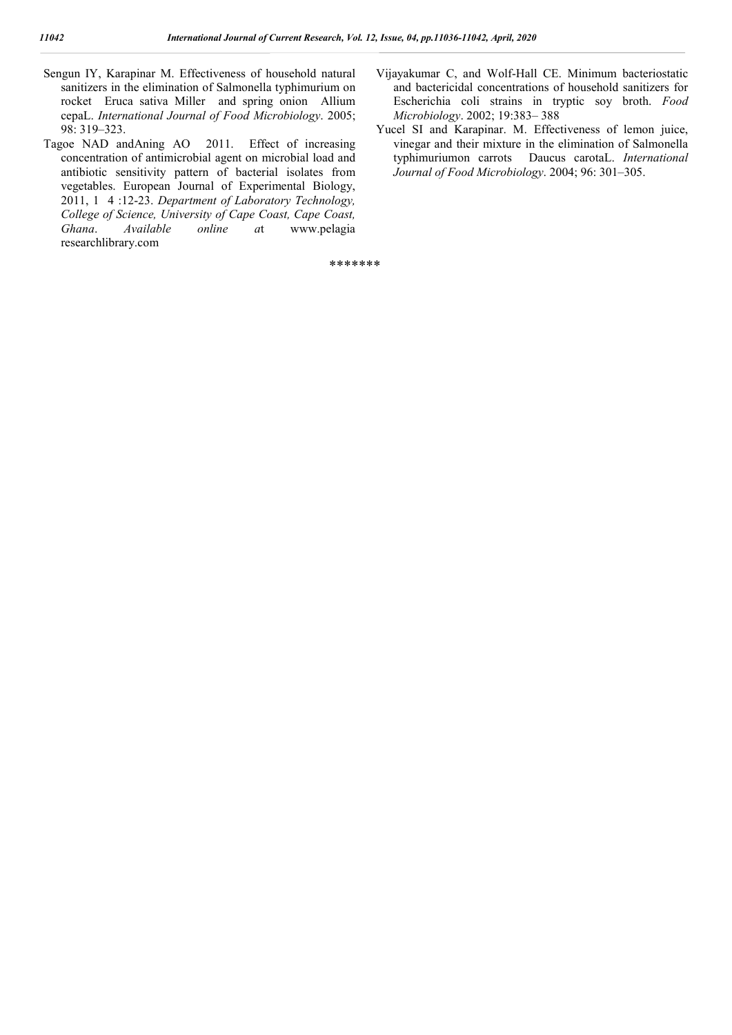Sengun IY, Karapinar M. Effectiveness of household natural sanitizers in the elimination of Salmonella typhimurium on rocket Eruca sativa Miller and spring onion Allium cepaL. *International Journal of Food Microbiology*. 2005; 98: 319–323.

Tagoe NAD andAning AO 2011. Effect of increasing concentration of antimicrobial agent on microbial load and antibiotic sensitivity pattern of bacterial isolates from vegetables. European Journal of Experimental Biology, 2011, 1 4 :12-23. *Department of Laboratory Technology, College of Science, University of Cape Coast, Cape Coast, Ghana*. *Available online a*t www.pelagia researchlibrary.com

Vijayakumar C, and Wolf-Hall CE. Minimum bacteriostatic and bactericidal concentrations of household sanitizers for Escherichia coli strains in tryptic soy broth. *Food Microbiology*. 2002; 19:383– 388

Yucel SI and Karapinar. M. Effectiveness of lemon juice, vinegar and their mixture in the elimination of Salmonella typhimuriumon carrots Daucus carotaL. *International Journal of Food Microbiology*. 2004; 96: 301–305.

*******